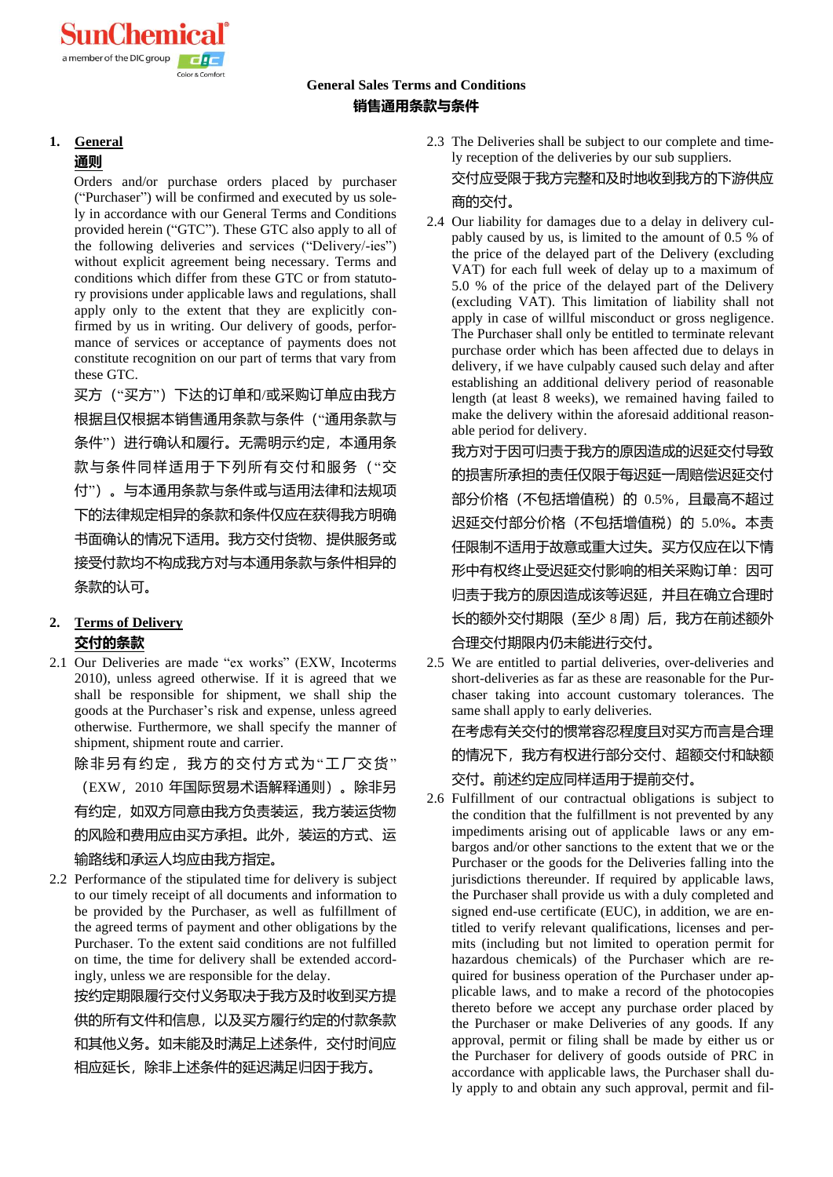SunChemical

a member of the DIC group

# General Sales Terms and Conditions
# 销售通用条款与条件

## 1. General
## 通则

Orders and/or purchase orders placed by purchaser ("Purchaser") will be confirmed and executed by us solely in accordance with our General Terms and Conditions provided herein ("GTC"). These GTC also apply to all of the following deliveries and services ("Delivery/-ies") without explicit agreement being necessary. Terms and conditions which differ from these GTC or from statutory provisions under applicable laws and regulations, shall apply only to the extent that they are explicitly confirmed by us in writing. Our delivery of goods, performance of services or acceptance of payments does not constitute recognition on our part of terms that vary from these GTC.

买方（"买方"）下达的订单和/或采购订单应由我方根据且仅根据本销售通用条款与条件（"通用条款与条件"）进行确认和履行。无需明示约定，本通用条款与条件同样适用于下列所有交付和服务（"交付"）。与本通用条款与条件或与适用法律和法规项下的法律规定相异的条款和条件仅应在获得我方明确书面确认的情况下适用。我方交付货物、提供服务或接受付款均不构成我方对与本通用条款与条件相异的条款的认可。

## 2. Terms of Delivery
## 交付的条款

2.1 Our Deliveries are made "ex works" (EXW, Incoterms 2010), unless agreed otherwise. If it is agreed that we shall be responsible for shipment, we shall ship the goods at the Purchaser's risk and expense, unless agreed otherwise. Furthermore, we shall specify the manner of shipment, shipment route and carrier.

除非另有约定，我方的交付方式为"工厂交货"（EXW，2010 年国际贸易术语解释通则）。除非另有约定，如双方同意由我方负责装运，我方装运货物的风险和费用应由买方承担。此外，装运的方式、运输路线和承运人均应由我方指定。

2.2 Performance of the stipulated time for delivery is subject to our timely receipt of all documents and information to be provided by the Purchaser, as well as fulfillment of the agreed terms of payment and other obligations by the Purchaser. To the extent said conditions are not fulfilled on time, the time for delivery shall be extended accordingly, unless we are responsible for the delay.

按约定期限履行交付义务取决于我方及时收到买方提供的所有文件和信息，以及买方履行约定的付款条款和其他义务。如未能及时满足上述条件，交付时间应相应延长，除非上述条件的延迟满足归因于我方。

2.3 The Deliveries shall be subject to our complete and timely reception of the deliveries by our sub suppliers.

交付应受限于我方完整和及时地收到我方的下游供应商的交付。

2.4 Our liability for damages due to a delay in delivery culpably caused by us, is limited to the amount of 0.5 % of the price of the delayed part of the Delivery (excluding VAT) for each full week of delay up to a maximum of 5.0 % of the price of the delayed part of the Delivery (excluding VAT). This limitation of liability shall not apply in case of willful misconduct or gross negligence. The Purchaser shall only be entitled to terminate relevant purchase order which has been affected due to delays in delivery, if we have culpably caused such delay and after establishing an additional delivery period of reasonable length (at least 8 weeks), we remained having failed to make the delivery within the aforesaid additional reasonable period for delivery.

我方对于因可归责于我方的原因造成的迟延交付导致的损害所承担的责任仅限于每迟延一周赔偿迟延交付部分价格（不包括增值税）的 0.5%，且最高不超过迟延交付部分价格（不包括增值税）的 5.0%。本责任限制不适用于故意或重大过失。买方仅应在以下情形中有权终止受迟延交付影响的相关采购订单：因可归责于我方的原因造成该等迟延，并且在确立合理时长的额外交付期限（至少 8 周）后，我方在前述额外合理交付期限内仍未能进行交付。

2.5 We are entitled to partial deliveries, over-deliveries and short-deliveries as far as these are reasonable for the Purchaser taking into account customary tolerances. The same shall apply to early deliveries.

在考虑有关交付的惯常容忍程度且对买方而言是合理的情况下，我方有权进行部分交付、超额交付和缺额交付。前述约定应同样适用于提前交付。

2.6 Fulfillment of our contractual obligations is subject to the condition that the fulfillment is not prevented by any impediments arising out of applicable laws or any embargos and/or other sanctions to the extent that we or the Purchaser or the goods for the Deliveries falling into the jurisdictions thereunder. If required by applicable laws, the Purchaser shall provide us with a duly completed and signed end-use certificate (EUC), in addition, we are entitled to verify relevant qualifications, licenses and permits (including but not limited to operation permit for hazardous chemicals) of the Purchaser which are required for business operation of the Purchaser under applicable laws, and to make a record of the photocopies thereto before we accept any purchase order placed by the Purchaser or make Deliveries of any goods. If any approval, permit or filing shall be made by either us or the Purchaser for delivery of goods outside of PRC in accordance with applicable laws, the Purchaser shall duly apply to and obtain any such approval, permit and fil-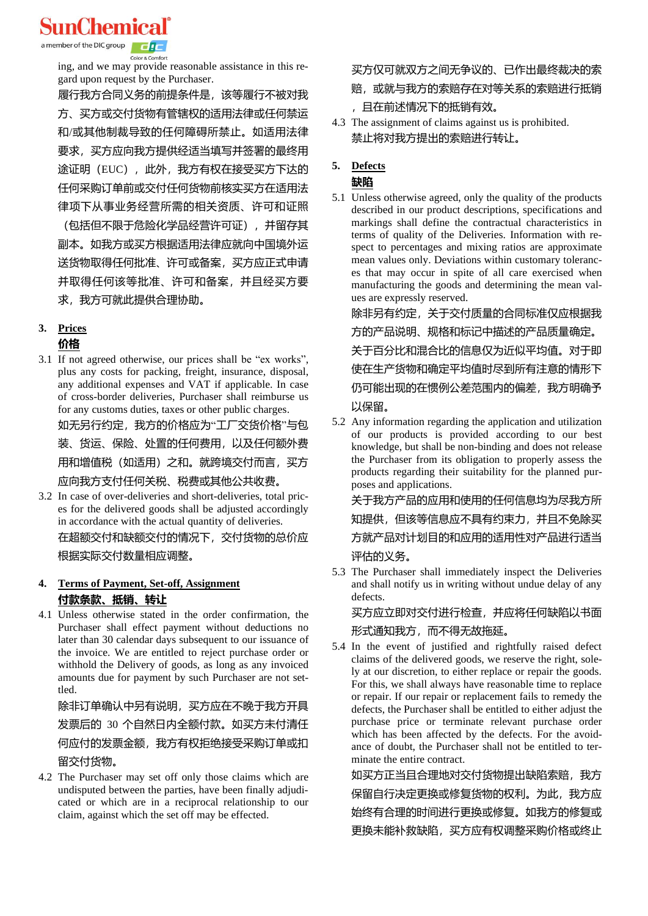ing, and we may provide reasonable assistance in this regard upon request by the Purchaser.

履行我方合同义务的前提条件是，该等履行不被对我方、买方或交付货物有管辖权的适用法律或任何禁运和/或其他制裁导致的任何障碍所禁止。如适用法律要求，买方应向我方提供经适当填写并签署的最终用途证明（EUC），此外，我方有权在接受买方下达的任何采购订单前或交付任何货物前核实买方在适用法律项下从事业务经营所需的相关资质、许可和证照（包括但不限于危险化学品经营许可证），并留存其副本。如我方或买方根据适用法律应就向中国境外运送货物取得任何批准、许可或备案，买方应正式申请并取得任何该等批准、许可和备案，并且经买方要求，我方可就此提供合理协助。

## 3. Prices
## 价格

3.1 If not agreed otherwise, our prices shall be “ex works”, plus any costs for packing, freight, insurance, disposal, any additional expenses and VAT if applicable. In case of cross-border deliveries, Purchaser shall reimburse us for any customs duties, taxes or other public charges.

如无另行约定，我方的价格应为“工厂交货价格”与包装、货运、保险、处置的任何费用，以及任何额外费用和增值税（如适用）之和。就跨境交付而言，买方应向我方支付任何关税、税费或其他公共收费。

3.2 In case of over-deliveries and short-deliveries, total prices for the delivered goods shall be adjusted accordingly in accordance with the actual quantity of deliveries.

在超额交付和缺额交付的情况下，交付货物的总价应根据实际交付数量相应调整。

## 4. Terms of Payment, Set-off, Assignment
## 付款条款、抵销、转让

4.1 Unless otherwise stated in the order confirmation, the Purchaser shall effect payment without deductions no later than 30 calendar days subsequent to our issuance of the invoice. We are entitled to reject purchase order or withhold the Delivery of goods, as long as any invoiced amounts due for payment by such Purchaser are not settled.

除非订单确认中另有说明，买方应在不晚于我方开具发票后的 30 个自然日内全额付款。如买方未付清任何应付的发票金额，我方有权拒绝接受采购订单或扣留交付货物。

4.2 The Purchaser may set off only those claims which are undisputed between the parties, have been finally adjudicated or which are in a reciprocal relationship to our claim, against which the set off may be effected.

买方仅可就双方之间无争议的、已作出最终裁决的索赔，或就与我方的索赔存在对等关系的索赔进行抵销，且在前述情况下的抵销有效。

4.3 The assignment of claims against us is prohibited.

禁止将对我方提出的索赔进行转让。

## 5. Defects
## 缺陷

5.1 Unless otherwise agreed, only the quality of the products described in our product descriptions, specifications and markings shall define the contractual characteristics in terms of quality of the Deliveries. Information with respect to percentages and mixing ratios are approximate mean values only. Deviations within customary tolerances that may occur in spite of all care exercised when manufacturing the goods and determining the mean values are expressly reserved.

除非另有约定，关于交付质量的合同标准仅应根据我方的产品说明、规格和标记中描述的产品质量确定。关于百分比和混合比的信息仅为近似平均值。对于即使在生产货物和确定平均值时尽到所有注意的情形下仍可能出现的在惯例公差范围内的偏差，我方明确予以保留。

5.2 Any information regarding the application and utilization of our products is provided according to our best knowledge, but shall be non-binding and does not release the Purchaser from its obligation to properly assess the products regarding their suitability for the planned purposes and applications.

关于我方产品的应用和使用的任何信息均为尽我方所知提供，但该等信息应不具有约束力，并且不免除买方就产品对计划目的和应用的适用性对产品进行适当评估的义务。

5.3 The Purchaser shall immediately inspect the Deliveries and shall notify us in writing without undue delay of any defects.

买方应立即对交付进行检查，并应将任何缺陷以书面形式通知我方，而不得无故拖延。

5.4 In the event of justified and rightfully raised defect claims of the delivered goods, we reserve the right, solely at our discretion, to either replace or repair the goods. For this, we shall always have reasonable time to replace or repair. If our repair or replacement fails to remedy the defects, the Purchaser shall be entitled to either adjust the purchase price or terminate relevant purchase order which has been affected by the defects. For the avoidance of doubt, the Purchaser shall not be entitled to terminate the entire contract.

如买方正当且合理地对交付货物提出缺陷索赔，我方保留自行决定更换或修复货物的权利。为此，我方应始终有合理的时间进行更换或修复。如我方的修复或更换未能补救缺陷，买方应有权调整采购价格或终止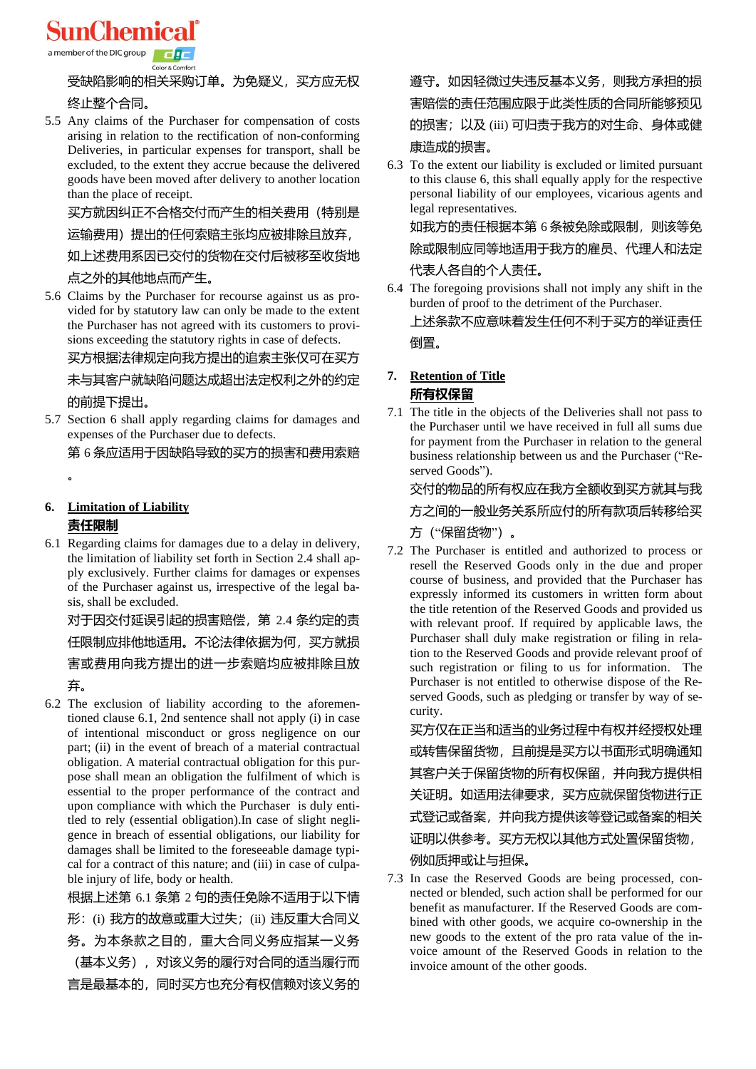受缺陷影响的相关采购订单。为免疑义，买方应无权终止整个合同。

5.5 Any claims of the Purchaser for compensation of costs arising in relation to the rectification of non-conforming Deliveries, in particular expenses for transport, shall be excluded, to the extent they accrue because the delivered goods have been moved after delivery to another location than the place of receipt.

买方就因纠正不合格交付而产生的相关费用（特别是运输费用）提出的任何索赔主张均应被排除且放弃，如上述费用系因已交付的货物在交付后被移至收货地点之外的其他地点而产生。

5.6 Claims by the Purchaser for recourse against us as provided for by statutory law can only be made to the extent the Purchaser has not agreed with its customers to provisions exceeding the statutory rights in case of defects.

买方根据法律规定向我方提出的追索主张仅可在买方未与其客户就缺陷问题达成超出法定权利之外的约定的前提下提出。

5.7 Section 6 shall apply regarding claims for damages and expenses of the Purchaser due to defects.

第 6 条应适用于因缺陷导致的买方的损害和费用索赔。

## 6. Limitation of Liability

## 责任限制

6.1 Regarding claims for damages due to a delay in delivery, the limitation of liability set forth in Section 2.4 shall apply exclusively. Further claims for damages or expenses of the Purchaser against us, irrespective of the legal basis, shall be excluded.

对于因交付延误引起的损害赔偿，第 2.4 条约定的责任限制应排他地适用。不论法律依据为何，买方就损害或费用向我方提出的进一步索赔均应被排除且放弃。

6.2 The exclusion of liability according to the aforementioned clause 6.1, 2nd sentence shall not apply (i) in case of intentional misconduct or gross negligence on our part; (ii) in the event of breach of a material contractual obligation. A material contractual obligation for this purpose shall mean an obligation the fulfilment of which is essential to the proper performance of the contract and upon compliance with which the Purchaser is duly entitled to rely (essential obligation).In case of slight negligence in breach of essential obligations, our liability for damages shall be limited to the foreseeable damage typical for a contract of this nature; and (iii) in case of culpable injury of life, body or health.

根据上述第 6.1 条第 2 句的责任免除不适用于以下情形：(i) 我方的故意或重大过失；(ii) 违反重大合同义务。为本条款之目的，重大合同义务应指某一义务（基本义务），对该义务的履行对合同的适当履行而言是最基本的，同时买方也充分有权信赖对该义务的遵守。如因轻微过失违反基本义务，则我方承担的损害赔偿的责任范围应限于此类性质的合同所能够预见的损害；以及 (iii) 可归责于我方的对生命、身体或健康造成的损害。

6.3 To the extent our liability is excluded or limited pursuant to this clause 6, this shall equally apply for the respective personal liability of our employees, vicarious agents and legal representatives.

如我方的责任根据本第 6 条被免除或限制，则该等免除或限制应同等地适用于我方的雇员、代理人和法定代表人各自的个人责任。

6.4 The foregoing provisions shall not imply any shift in the burden of proof to the detriment of the Purchaser.

上述条款不应意味着发生任何不利于买方的举证责任倒置。

## 7. Retention of Title

## 所有权保留

7.1 The title in the objects of the Deliveries shall not pass to the Purchaser until we have received in full all sums due for payment from the Purchaser in relation to the general business relationship between us and the Purchaser ("Reserved Goods").

交付的物品的所有权应在我方全额收到买方就其与我方之间的一般业务关系所应付的所有款项后转移给买方（"保留货物"）。

7.2 The Purchaser is entitled and authorized to process or resell the Reserved Goods only in the due and proper course of business, and provided that the Purchaser has expressly informed its customers in written form about the title retention of the Reserved Goods and provided us with relevant proof. If required by applicable laws, the Purchaser shall duly make registration or filing in relation to the Reserved Goods and provide relevant proof of such registration or filing to us for information. The Purchaser is not entitled to otherwise dispose of the Reserved Goods, such as pledging or transfer by way of security.

买方仅在正当和适当的业务过程中有权并经授权处理或转售保留货物，且前提是买方以书面形式明确通知其客户关于保留货物的所有权保留，并向我方提供相关证明。如适用法律要求，买方应就保留货物进行正式登记或备案，并向我方提供该等登记或备案的相关证明以供参考。买方无权以其他方式处置保留货物，例如质押或让与担保。

7.3 In case the Reserved Goods are being processed, connected or blended, such action shall be performed for our benefit as manufacturer. If the Reserved Goods are combined with other goods, we acquire co-ownership in the new goods to the extent of the pro rata value of the invoice amount of the Reserved Goods in relation to the invoice amount of the other goods.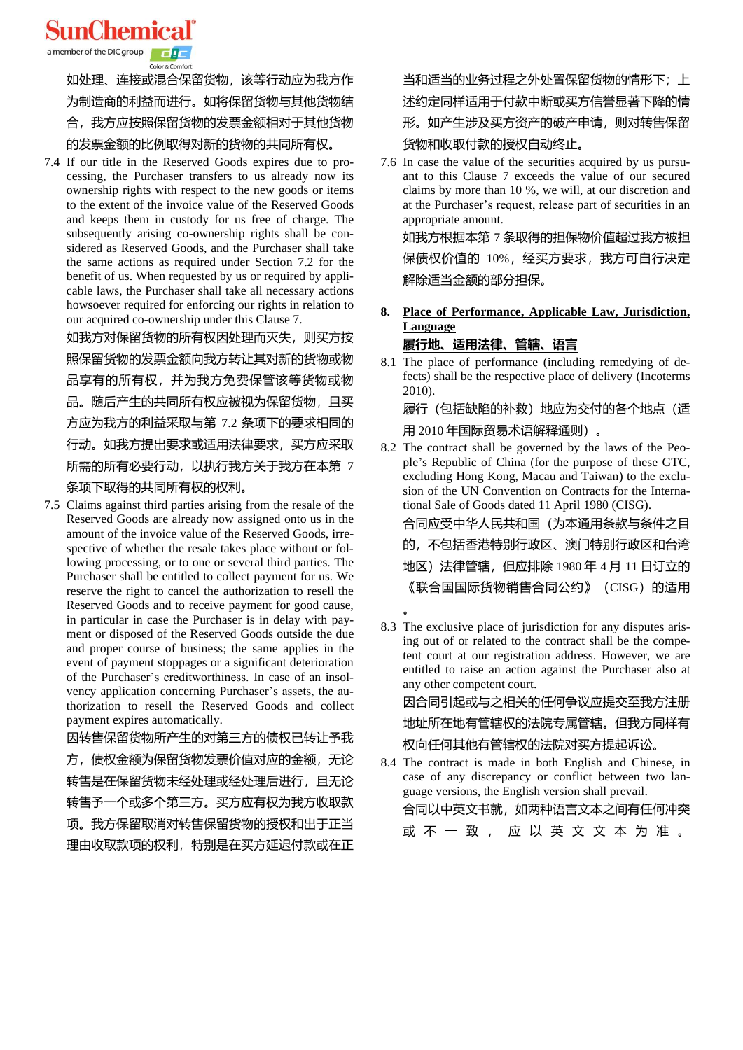如处理、连接或混合保留货物，该等行动应为我方作为制造商的利益而进行。如将保留货物与其他货物结合，我方应按照保留货物的发票金额相对于其他货物的发票金额的比例取得对新的货物的共同所有权。

7.4 If our title in the Reserved Goods expires due to processing, the Purchaser transfers to us already now its ownership rights with respect to the new goods or items to the extent of the invoice value of the Reserved Goods and keeps them in custody for us free of charge. The subsequently arising co-ownership rights shall be considered as Reserved Goods, and the Purchaser shall take the same actions as required under Section 7.2 for the benefit of us. When requested by us or required by applicable laws, the Purchaser shall take all necessary actions howsoever required for enforcing our rights in relation to our acquired co-ownership under this Clause 7.

如我方对保留货物的所有权因处理而灭失，则买方按照保留货物的发票金额向我方转让其对新的货物或物品享有的所有权，并为我方免费保管该等货物或物品。随后产生的共同所有权应被视为保留货物，且买方应为我方的利益采取与第 7.2 条项下的要求相同的行动。如我方提出要求或适用法律要求，买方应采取所需的所有必要行动，以执行我方关于我方在本第 7 条项下取得的共同所有权的权利。

7.5 Claims against third parties arising from the resale of the Reserved Goods are already now assigned onto us in the amount of the invoice value of the Reserved Goods, irrespective of whether the resale takes place without or following processing, or to one or several third parties. The Purchaser shall be entitled to collect payment for us. We reserve the right to cancel the authorization to resell the Reserved Goods and to receive payment for good cause, in particular in case the Purchaser is in delay with payment or disposed of the Reserved Goods outside the due and proper course of business; the same applies in the event of payment stoppages or a significant deterioration of the Purchaser's creditworthiness. In case of an insolvency application concerning Purchaser's assets, the authorization to resell the Reserved Goods and collect payment expires automatically.

因转售保留货物所产生的对第三方的债权已转让予我方，债权金额为保留货物发票价值对应的金额，无论转售是在保留货物未经处理或经处理后进行，且无论转售予一个或多个第三方。买方应有权为我方收取款项。我方保留取消对转售保留货物的授权和出于正当理由收取款项的权利，特别是在买方延迟付款或在正当和适当的业务过程之外处置保留货物的情形下；上述约定同样适用于付款中断或买方信誉显著下降的情形。如产生涉及买方资产的破产申请，则对转售保留货物和收取付款的授权自动终止。

7.6 In case the value of the securities acquired by us pursuant to this Clause 7 exceeds the value of our secured claims by more than 10 %, we will, at our discretion and at the Purchaser's request, release part of securities in an appropriate amount.

如我方根据本第 7 条取得的担保物价值超过我方被担保债权价值的 10%，经买方要求，我方可自行决定解除适当金额的部分担保。

## 8. Place of Performance, Applicable Law, Jurisdiction, Language

## 履行地、适用法律、管辖、语言

8.1 The place of performance (including remedying of defects) shall be the respective place of delivery (Incoterms 2010).

履行（包括缺陷的补救）地应为交付的各个地点（适用 2010 年国际贸易术语解释通则）。

8.2 The contract shall be governed by the laws of the People's Republic of China (for the purpose of these GTC, excluding Hong Kong, Macau and Taiwan) to the exclusion of the UN Convention on Contracts for the International Sale of Goods dated 11 April 1980 (CISG).

合同应受中华人民共和国（为本通用条款与条件之目的，不包括香港特别行政区、澳门特别行政区和台湾地区）法律管辖，但应排除 1980 年 4 月 11 日订立的《联合国国际货物销售合同公约》（CISG）的适用。

8.3 The exclusive place of jurisdiction for any disputes arising out of or related to the contract shall be the competent court at our registration address. However, we are entitled to raise an action against the Purchaser also at any other competent court.

因合同引起或与之相关的任何争议应提交至我方注册地址所在地有管辖权的法院专属管辖。但我方同样有权向任何其他有管辖权的法院对买方提起诉讼。

8.4 The contract is made in both English and Chinese, in case of any discrepancy or conflict between two language versions, the English version shall prevail.

合同以中英文书就，如两种语言文本之间有任何冲突或不一致，应以英文文本为准。